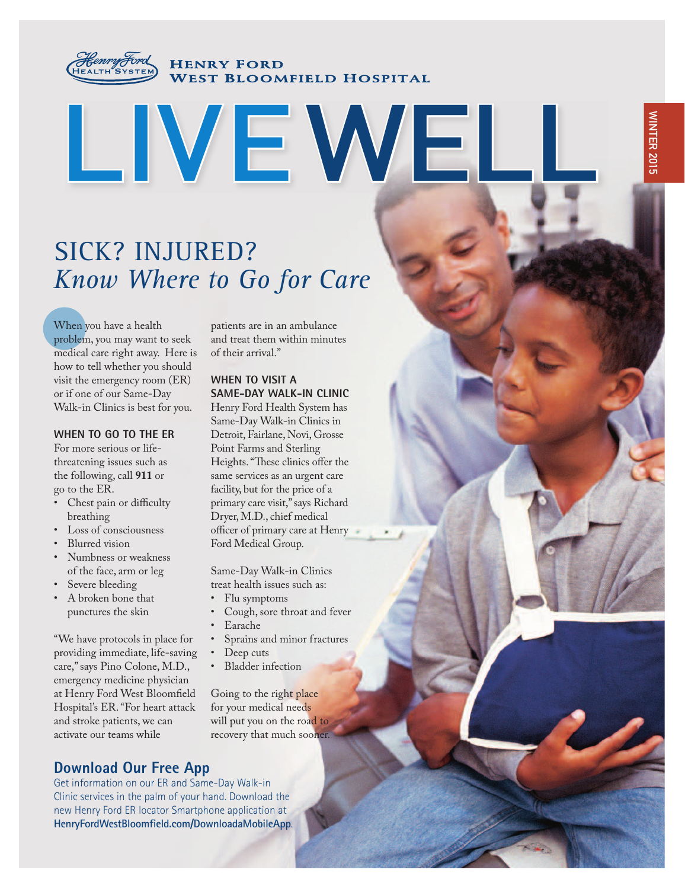Henry Ford Health System

**Henry Ford West Bloomfield Hospital**

# LIVEWELL

WINTER 2015

## SICK? INJURED?
## *Know Where to Go for Care*

When you have a health problem, you may want to seek medical care right away. Here is how to tell whether you should visit the emergency room (ER) or if one of our Same-Day Walk-in Clinics is best for you.

### WHEN TO GO TO THE ER

For more serious or life-threatening issues such as the following, call **911** or go to the ER.

- Chest pain or difficulty breathing
- Loss of consciousness
- Blurred vision
- Numbness or weakness of the face, arm or leg
- Severe bleeding
- A broken bone that punctures the skin

"We have protocols in place for providing immediate, life-saving care," says Pino Colone, M.D., emergency medicine physician at Henry Ford West Bloomfield Hospital's ER. "For heart attack and stroke patients, we can activate our teams while patients are in an ambulance and treat them within minutes of their arrival."

### WHEN TO VISIT A SAME-DAY WALK-IN CLINIC

Henry Ford Health System has Same-Day Walk-in Clinics in Detroit, Fairlane, Novi, Grosse Point Farms and Sterling Heights. "These clinics offer the same services as an urgent care facility, but for the price of a primary care visit," says Richard Dryer, M.D., chief medical officer of primary care at Henry Ford Medical Group.

Same-Day Walk-in Clinics treat health issues such as:

- Flu symptoms
- Cough, sore throat and fever
- Earache
- Sprains and minor fractures
- Deep cuts
- Bladder infection

Going to the right place for your medical needs will put you on the road to recovery that much sooner.

## Download Our Free App

Get information on our ER and Same-Day Walk-in Clinic services in the palm of your hand. Download the new Henry Ford ER locator Smartphone application at **HenryFordWestBloomfield.com/DownloadaMobileApp**.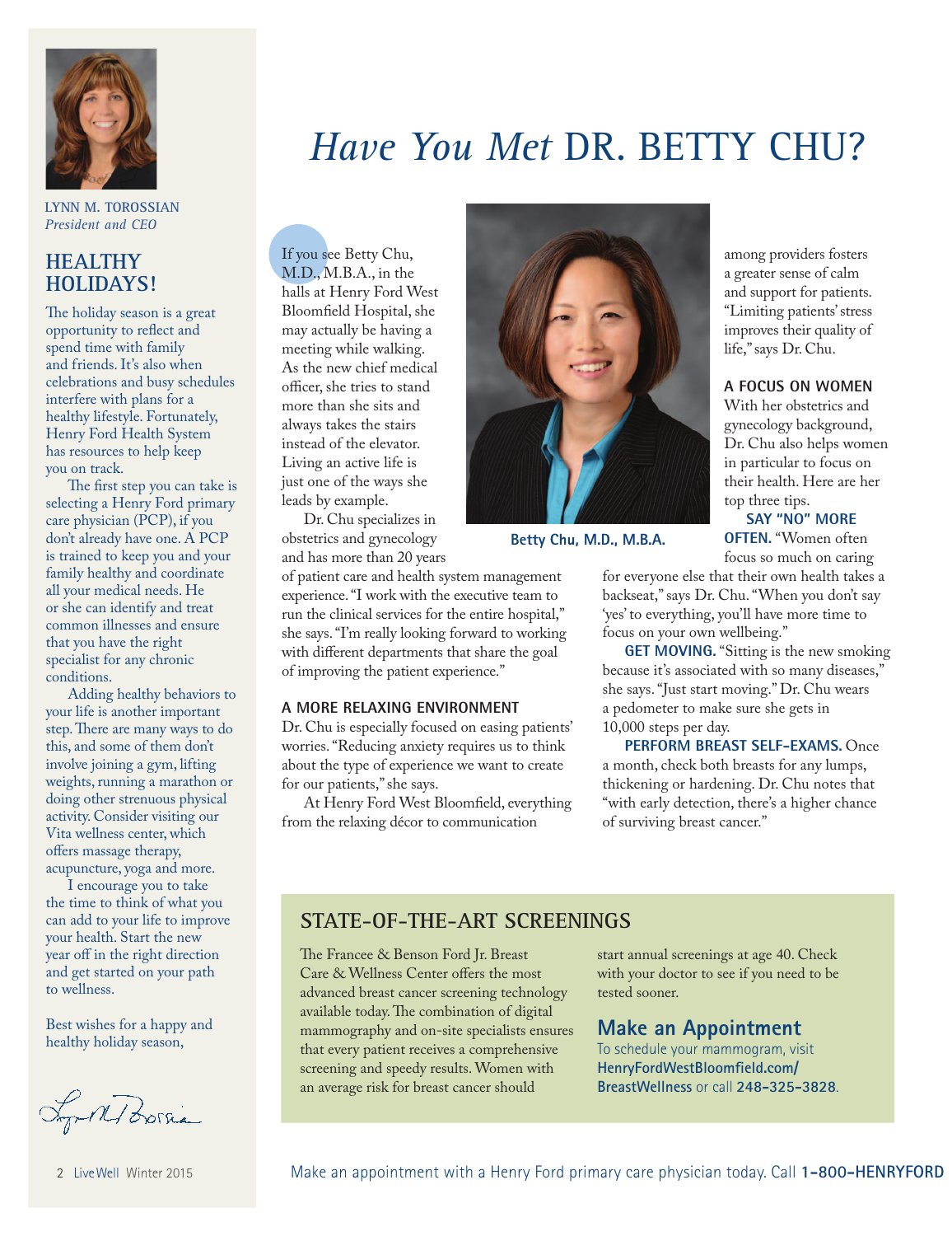LYNN M. TOROSSIAN
*President and CEO*

## HEALTHY HOLIDAYS!

The holiday season is a great opportunity to reflect and spend time with family and friends. It's also when celebrations and busy schedules interfere with plans for a healthy lifestyle. Fortunately, Henry Ford Health System has resources to help keep you on track.

The first step you can take is selecting a Henry Ford primary care physician (PCP), if you don't already have one. A PCP is trained to keep you and your family healthy and coordinate all your medical needs. He or she can identify and treat common illnesses and ensure that you have the right specialist for any chronic conditions.

Adding healthy behaviors to your life is another important step. There are many ways to do this, and some of them don't involve joining a gym, lifting weights, running a marathon or doing other strenuous physical activity. Consider visiting our Vita wellness center, which offers massage therapy, acupuncture, yoga and more.

I encourage you to take the time to think of what you can add to your life to improve your health. Start the new year off in the right direction and get started on your path to wellness.

Best wishes for a happy and healthy holiday season,

# *Have You Met* DR. BETTY CHU?

If you see Betty Chu, M.D., M.B.A., in the halls at Henry Ford West Bloomfield Hospital, she may actually be having a meeting while walking. As the new chief medical officer, she tries to stand more than she sits and always takes the stairs instead of the elevator. Living an active life is just one of the ways she leads by example.

Dr. Chu specializes in obstetrics and gynecology and has more than 20 years of patient care and health system management experience. "I work with the executive team to run the clinical services for the entire hospital," she says. "I'm really looking forward to working with different departments that share the goal of improving the patient experience."

Betty Chu, M.D., M.B.A.

### A MORE RELAXING ENVIRONMENT

Dr. Chu is especially focused on easing patients' worries. "Reducing anxiety requires us to think about the type of experience we want to create for our patients," she says.

At Henry Ford West Bloomfield, everything from the relaxing décor to communication among providers fosters a greater sense of calm and support for patients. "Limiting patients' stress improves their quality of life," says Dr. Chu.

### A FOCUS ON WOMEN

With her obstetrics and gynecology background, Dr. Chu also helps women in particular to focus on their health. Here are her top three tips.

**SAY "NO" MORE OFTEN.** "Women often focus so much on caring for everyone else that their own health takes a backseat," says Dr. Chu. "When you don't say 'yes' to everything, you'll have more time to focus on your own wellbeing."

**GET MOVING.** "Sitting is the new smoking because it's associated with so many diseases," she says. "Just start moving." Dr. Chu wears a pedometer to make sure she gets in 10,000 steps per day.

**PERFORM BREAST SELF-EXAMS.** Once a month, check both breasts for any lumps, thickening or hardening. Dr. Chu notes that "with early detection, there's a higher chance of surviving breast cancer."

## STATE-OF-THE-ART SCREENINGS

The Francee & Benson Ford Jr. Breast Care & Wellness Center offers the most advanced breast cancer screening technology available today. The combination of digital mammography and on-site specialists ensures that every patient receives a comprehensive screening and speedy results. Women with an average risk for breast cancer should start annual screenings at age 40. Check with your doctor to see if you need to be tested sooner.

### Make an Appointment

To schedule your mammogram, visit **HenryFordWestBloomfield.com/BreastWellness** or call **248-325-3828**.

Make an appointment with a Henry Ford primary care physician today. Call **1-800-HENRYFORD**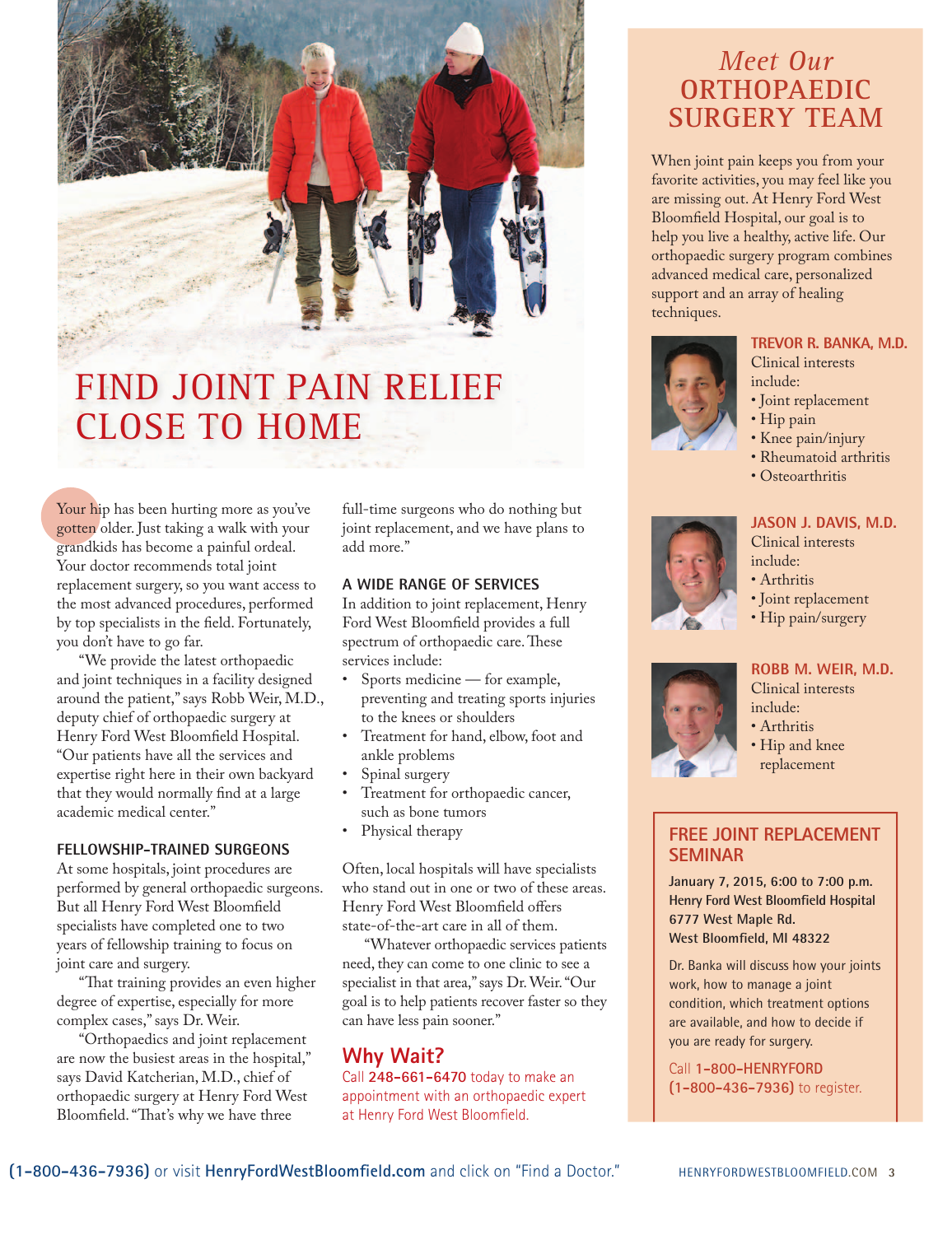# FIND JOINT PAIN RELIEF CLOSE TO HOME

Your hip has been hurting more as you've gotten older. Just taking a walk with your grandkids has become a painful ordeal. Your doctor recommends total joint replacement surgery, so you want access to the most advanced procedures, performed by top specialists in the field. Fortunately, you don't have to go far.

"We provide the latest orthopaedic and joint techniques in a facility designed around the patient," says Robb Weir, M.D., deputy chief of orthopaedic surgery at Henry Ford West Bloomfield Hospital. "Our patients have all the services and expertise right here in their own backyard that they would normally find at a large academic medical center."

### FELLOWSHIP-TRAINED SURGEONS

At some hospitals, joint procedures are performed by general orthopaedic surgeons. But all Henry Ford West Bloomfield specialists have completed one to two years of fellowship training to focus on joint care and surgery.

"That training provides an even higher degree of expertise, especially for more complex cases," says Dr. Weir.

"Orthopaedics and joint replacement are now the busiest areas in the hospital," says David Katcherian, M.D., chief of orthopaedic surgery at Henry Ford West Bloomfield. "That's why we have three full-time surgeons who do nothing but joint replacement, and we have plans to add more."

### A WIDE RANGE OF SERVICES

In addition to joint replacement, Henry Ford West Bloomfield provides a full spectrum of orthopaedic care. These services include:

- Sports medicine — for example, preventing and treating sports injuries to the knees or shoulders
- Treatment for hand, elbow, foot and ankle problems
- Spinal surgery
- Treatment for orthopaedic cancer, such as bone tumors
- Physical therapy

Often, local hospitals will have specialists who stand out in one or two of these areas. Henry Ford West Bloomfield offers state-of-the-art care in all of them.

"Whatever orthopaedic services patients need, they can come to one clinic to see a specialist in that area," says Dr. Weir. "Our goal is to help patients recover faster so they can have less pain sooner."

## Why Wait?

Call **248-661-6470** today to make an appointment with an orthopaedic expert at Henry Ford West Bloomfield.

## *Meet Our* ORTHOPAEDIC SURGERY TEAM

When joint pain keeps you from your favorite activities, you may feel like you are missing out. At Henry Ford West Bloomfield Hospital, our goal is to help you live a healthy, active life. Our orthopaedic surgery program combines advanced medical care, personalized support and an array of healing techniques.

**TREVOR R. BANKA, M.D.**
Clinical interests include:
- Joint replacement
- Hip pain
- Knee pain/injury
- Rheumatoid arthritis
- Osteoarthritis

**JASON J. DAVIS, M.D.**
Clinical interests include:
- Arthritis
- Joint replacement
- Hip pain/surgery

**ROBB M. WEIR, M.D.**
Clinical interests include:
- Arthritis
- Hip and knee replacement

## FREE JOINT REPLACEMENT SEMINAR

**January 7, 2015, 6:00 to 7:00 p.m.**
**Henry Ford West Bloomfield Hospital**
**6777 West Maple Rd.**
**West Bloomfield, MI 48322**

Dr. Banka will discuss how your joints work, how to manage a joint condition, which treatment options are available, and how to decide if you are ready for surgery.

Call **1-800-HENRYFORD (1-800-436-7936)** to register.

**(1-800-436-7936)** or visit **HenryFordWestBloomfield.com** and click on "Find a Doctor."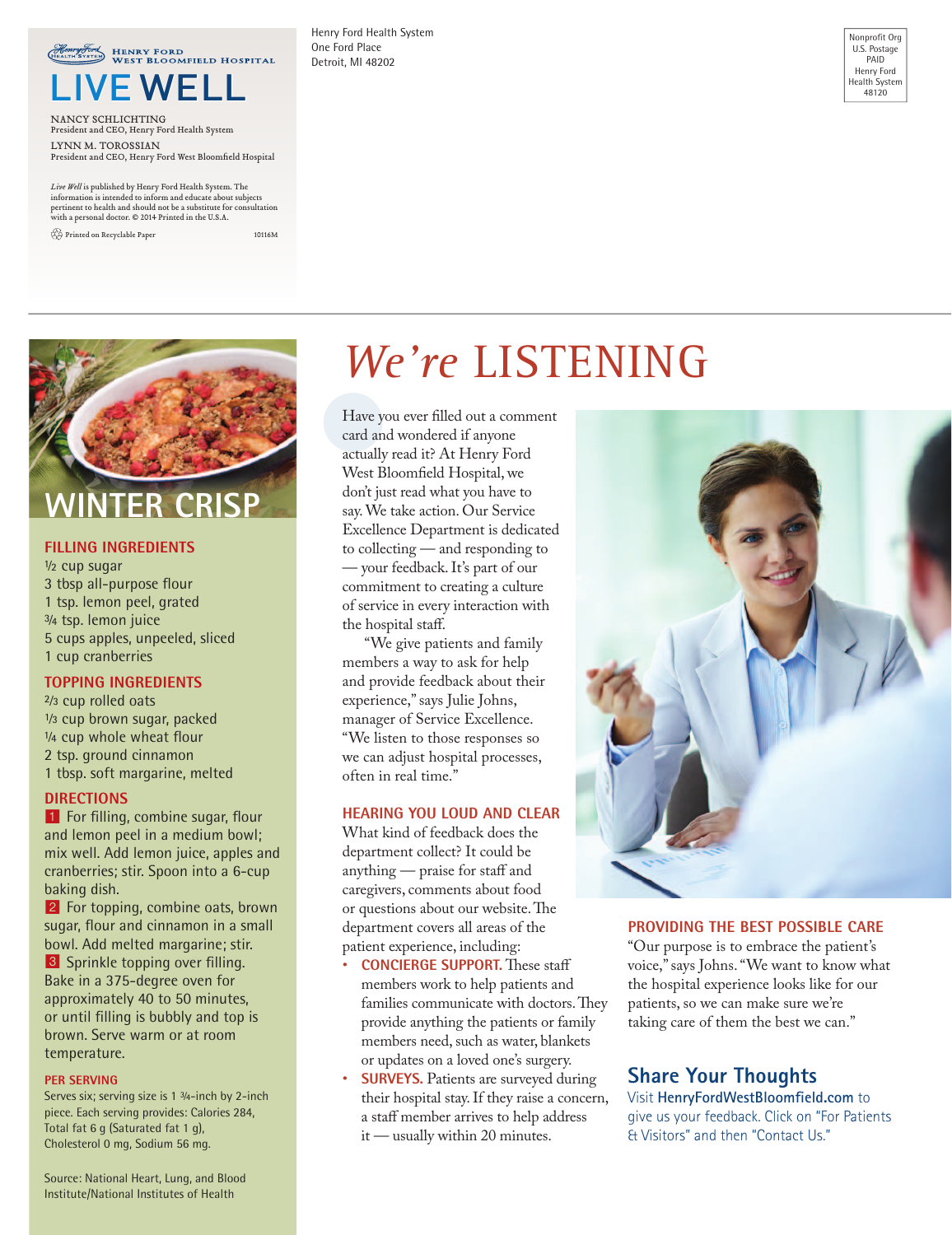HENRY FORD
WEST BLOOMFIELD HOSPITAL

# LIVE WELL

NANCY SCHLICHTING
President and CEO, Henry Ford Health System

LYNN M. TOROSSIAN
President and CEO, Henry Ford West Bloomfield Hospital

*Live Well* is published by Henry Ford Health System. The information is intended to inform and educate about subjects pertinent to health and should not be a substitute for consultation with a personal doctor. © 2014 Printed in the U.S.A.

Printed on Recyclable Paper

10116M

Henry Ford Health System
One Ford Place
Detroit, MI 48202

Nonprofit Org
U.S. Postage
PAID
Henry Ford
Health System
48120

## WINTER CRISP

### FILLING INGREDIENTS

- ½ cup sugar
- 3 tbsp all-purpose flour
- 1 tsp. lemon peel, grated
- ¾ tsp. lemon juice
- 5 cups apples, unpeeled, sliced
- 1 cup cranberries

### TOPPING INGREDIENTS

- ⅔ cup rolled oats
- ⅓ cup brown sugar, packed
- ¼ cup whole wheat flour
- 2 tsp. ground cinnamon
- 1 tbsp. soft margarine, melted

### DIRECTIONS

1. For filling, combine sugar, flour and lemon peel in a medium bowl; mix well. Add lemon juice, apples and cranberries; stir. Spoon into a 6-cup baking dish.
2. For topping, combine oats, brown sugar, flour and cinnamon in a small bowl. Add melted margarine; stir.
3. Sprinkle topping over filling. Bake in a 375-degree oven for approximately 40 to 50 minutes, or until filling is bubbly and top is brown. Serve warm or at room temperature.

### PER SERVING

Serves six; serving size is 1 ¾-inch by 2-inch piece. Each serving provides: Calories 284, Total fat 6 g (Saturated fat 1 g), Cholesterol 0 mg, Sodium 56 mg.

Source: National Heart, Lung, and Blood Institute/National Institutes of Health

# *We're* LISTENING

Have you ever filled out a comment card and wondered if anyone actually read it? At Henry Ford West Bloomfield Hospital, we don't just read what you have to say. We take action. Our Service Excellence Department is dedicated to collecting — and responding to — your feedback. It's part of our commitment to creating a culture of service in every interaction with the hospital staff.

"We give patients and family members a way to ask for help and provide feedback about their experience," says Julie Johns, manager of Service Excellence. "We listen to those responses so we can adjust hospital processes, often in real time."

### HEARING YOU LOUD AND CLEAR

What kind of feedback does the department collect? It could be anything — praise for staff and caregivers, comments about food or questions about our website. The department covers all areas of the patient experience, including:

- **CONCIERGE SUPPORT.** These staff members work to help patients and families communicate with doctors. They provide anything the patients or family members need, such as water, blankets or updates on a loved one's surgery.
- **SURVEYS.** Patients are surveyed during their hospital stay. If they raise a concern, a staff member arrives to help address it — usually within 20 minutes.

### PROVIDING THE BEST POSSIBLE CARE

"Our purpose is to embrace the patient's voice," says Johns. "We want to know what the hospital experience looks like for our patients, so we can make sure we're taking care of them the best we can."

## Share Your Thoughts

Visit **HenryFordWestBloomfield.com** to give us your feedback. Click on "For Patients & Visitors" and then "Contact Us."